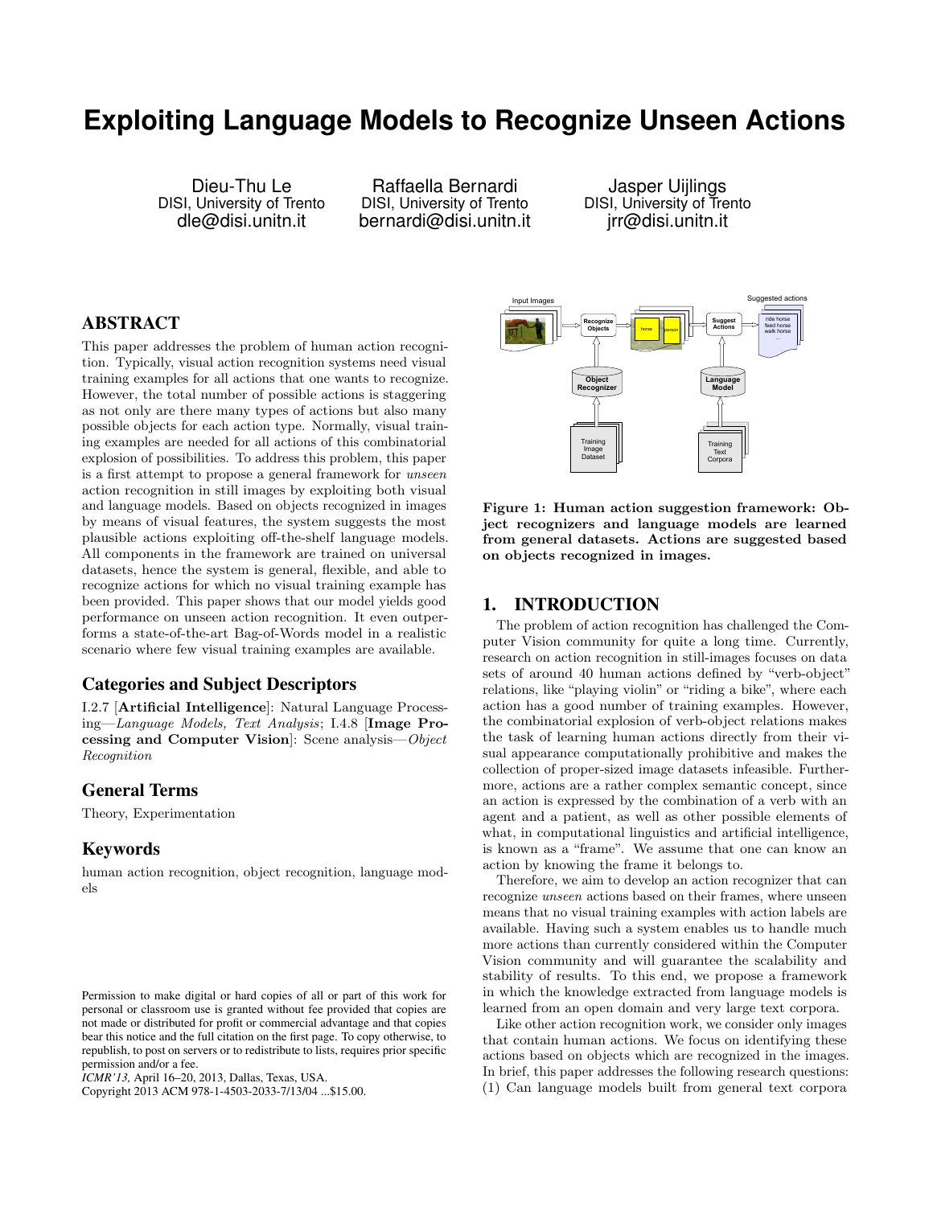# Exploiting Language Models to Recognize Unseen Actions

Dieu-Thu Le
DISI, University of Trento
dle@disi.unitn.it

Raffaella Bernardi
DISI, University of Trento
bernardi@disi.unitn.it

Jasper Uijlings
DISI, University of Trento
jrr@disi.unitn.it

## ABSTRACT

This paper addresses the problem of human action recognition. Typically, visual action recognition systems need visual training examples for all actions that one wants to recognize. However, the total number of possible actions is staggering as not only are there many types of actions but also many possible objects for each action type. Normally, visual training examples are needed for all actions of this combinatorial explosion of possibilities. To address this problem, this paper is a first attempt to propose a general framework for *unseen* action recognition in still images by exploiting both visual and language models. Based on objects recognized in images by means of visual features, the system suggests the most plausible actions exploiting off-the-shelf language models. All components in the framework are trained on universal datasets, hence the system is general, flexible, and able to recognize actions for which no visual training example has been provided. This paper shows that our model yields good performance on unseen action recognition. It even outperforms a state-of-the-art Bag-of-Words model in a realistic scenario where few visual training examples are available.

## Categories and Subject Descriptors

I.2.7 [**Artificial Intelligence**]: Natural Language Processing—*Language Models, Text Analysis*; I.4.8 [**Image Processing and Computer Vision**]: Scene analysis—*Object Recognition*

## General Terms

Theory, Experimentation

## Keywords

human action recognition, object recognition, language models

Permission to make digital or hard copies of all or part of this work for personal or classroom use is granted without fee provided that copies are not made or distributed for profit or commercial advantage and that copies bear this notice and the full citation on the first page. To copy otherwise, to republish, to post on servers or to redistribute to lists, requires prior specific permission and/or a fee.
*ICMR'13,* April 16–20, 2013, Dallas, Texas, USA.
Copyright 2013 ACM 978-1-4503-2033-7/13/04 ...$15.00.

Input Images
Recognize Objects
horse
person
Suggest Actions
Suggested actions
ride horse
feed horse
walk horse
...
Object Recognizer
Language Model
Training Image Dataset
Training Text Corpora

**Figure 1: Human action suggestion framework: Object recognizers and language models are learned from general datasets. Actions are suggested based on objects recognized in images.**

## 1. INTRODUCTION

The problem of action recognition has challenged the Computer Vision community for quite a long time. Currently, research on action recognition in still-images focuses on data sets of around 40 human actions defined by "verb-object" relations, like "playing violin" or "riding a bike", where each action has a good number of training examples. However, the combinatorial explosion of verb-object relations makes the task of learning human actions directly from their visual appearance computationally prohibitive and makes the collection of proper-sized image datasets infeasible. Furthermore, actions are a rather complex semantic concept, since an action is expressed by the combination of a verb with an agent and a patient, as well as other possible elements of what, in computational linguistics and artificial intelligence, is known as a "frame". We assume that one can know an action by knowing the frame it belongs to.

Therefore, we aim to develop an action recognizer that can recognize *unseen* actions based on their frames, where unseen means that no visual training examples with action labels are available. Having such a system enables us to handle much more actions than currently considered within the Computer Vision community and will guarantee the scalability and stability of results. To this end, we propose a framework in which the knowledge extracted from language models is learned from an open domain and very large text corpora.

Like other action recognition work, we consider only images that contain human actions. We focus on identifying these actions based on objects which are recognized in the images. In brief, this paper addresses the following research questions: (1) Can language models built from general text corpora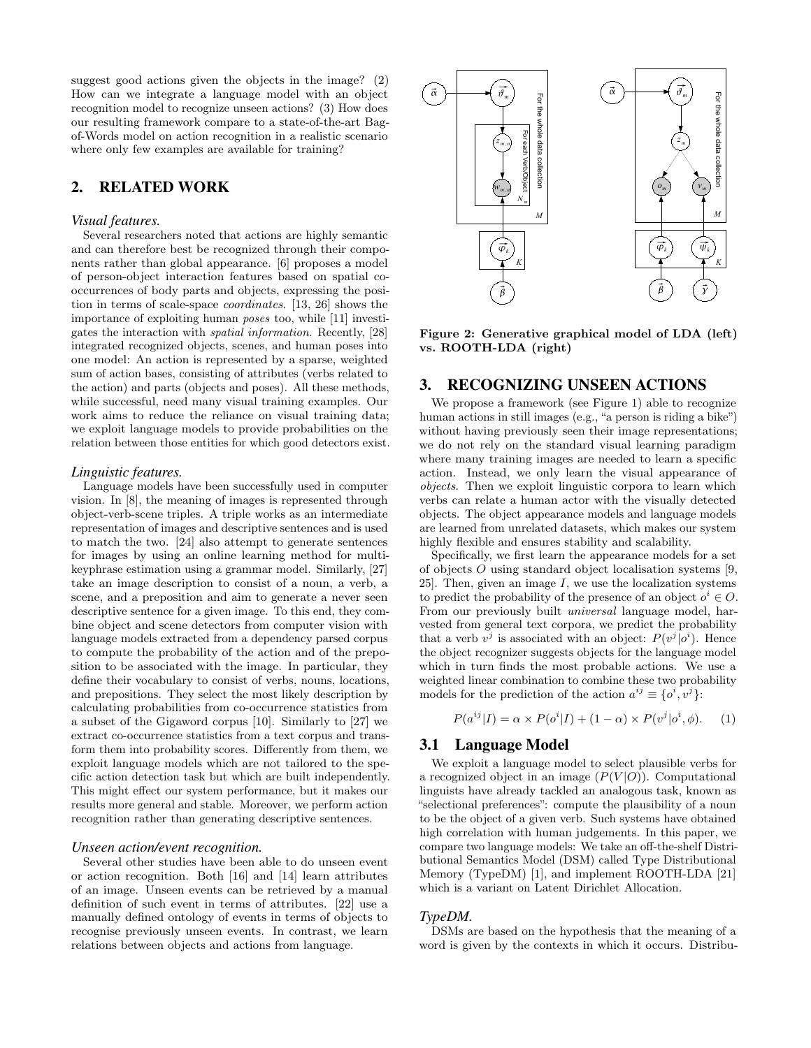suggest good actions given the objects in the image? (2) How can we integrate a language model with an object recognition model to recognize unseen actions? (3) How does our resulting framework compare to a state-of-the-art Bag-of-Words model on action recognition in a realistic scenario where only few examples are available for training?

## 2. RELATED WORK

### *Visual features.*

Several researchers noted that actions are highly semantic and can therefore best be recognized through their components rather than global appearance. [6] proposes a model of person-object interaction features based on spatial co-occurrences of body parts and objects, expressing the position in terms of scale-space *coordinates*. [13, 26] shows the importance of exploiting human *poses* too, while [11] investigates the interaction with *spatial information*. Recently, [28] integrated recognized objects, scenes, and human poses into one model: An action is represented by a sparse, weighted sum of action bases, consisting of attributes (verbs related to the action) and parts (objects and poses). All these methods, while successful, need many visual training examples. Our work aims to reduce the reliance on visual training data; we exploit language models to provide probabilities on the relation between those entities for which good detectors exist.

### *Linguistic features.*

Language models have been successfully used in computer vision. In [8], the meaning of images is represented through object-verb-scene triples. A triple works as an intermediate representation of images and descriptive sentences and is used to match the two. [24] also attempt to generate sentences for images by using an online learning method for multi-keyphrase estimation using a grammar model. Similarly, [27] take an image description to consist of a noun, a verb, a scene, and a preposition and aim to generate a never seen descriptive sentence for a given image. To this end, they combine object and scene detectors from computer vision with language models extracted from a dependency parsed corpus to compute the probability of the action and of the preposition to be associated with the image. In particular, they define their vocabulary to consist of verbs, nouns, locations, and prepositions. They select the most likely description by calculating probabilities from co-occurrence statistics from a subset of the Gigaword corpus [10]. Similarly to [27] we extract co-occurrence statistics from a text corpus and transform them into probability scores. Differently from them, we exploit language models which are not tailored to the specific action detection task but which are built independently. This might effect our system performance, but it makes our results more general and stable. Moreover, we perform action recognition rather than generating descriptive sentences.

### *Unseen action/event recognition.*

Several other studies have been able to do unseen event or action recognition. Both [16] and [14] learn attributes of an image. Unseen events can be retrieved by a manual definition of such event in terms of attributes. [22] use a manually defined ontology of events in terms of objects to recognise previously unseen events. In contrast, we learn relations between objects and actions from language.

**Figure 2: Generative graphical model of LDA (left) vs. ROOTH-LDA (right)**

## 3. RECOGNIZING UNSEEN ACTIONS

We propose a framework (see Figure 1) able to recognize human actions in still images (e.g., "a person is riding a bike") without having previously seen their image representations; we do not rely on the standard visual learning paradigm where many training images are needed to learn a specific action. Instead, we only learn the visual appearance of *objects*. Then we exploit linguistic corpora to learn which verbs can relate a human actor with the visually detected objects. The object appearance models and language models are learned from unrelated datasets, which makes our system highly flexible and ensures stability and scalability.

Specifically, we first learn the appearance models for a set of objects $O$ using standard object localisation systems [9, 25]. Then, given an image $I$, we use the localization systems to predict the probability of the presence of an object $o^i \in O$. From our previously built *universal* language model, harvested from general text corpora, we predict the probability that a verb $v^j$ is associated with an object: $P(v^j|o^i)$. Hence the object recognizer suggests objects for the language model which in turn finds the most probable actions. We use a weighted linear combination to combine these two probability models for the prediction of the action $a^{ij} \equiv \{o^i, v^j\}$:

$$P(a^{ij}|I) = \alpha \times P(o^i|I) + (1 - \alpha) \times P(v^j|o^i, \phi). \quad (1)$$

### 3.1 Language Model

We exploit a language model to select plausible verbs for a recognized object in an image ($P(V|O)$). Computational linguists have already tackled an analogous task, known as "selectional preferences": compute the plausibility of a noun to be the object of a given verb. Such systems have obtained high correlation with human judgements. In this paper, we compare two language models: We take an off-the-shelf Distributional Semantics Model (DSM) called Type Distributional Memory (TypeDM) [1], and implement ROOTH-LDA [21] which is a variant on Latent Dirichlet Allocation.

### *TypeDM.*

DSMs are based on the hypothesis that the meaning of a word is given by the contexts in which it occurs. Distribu-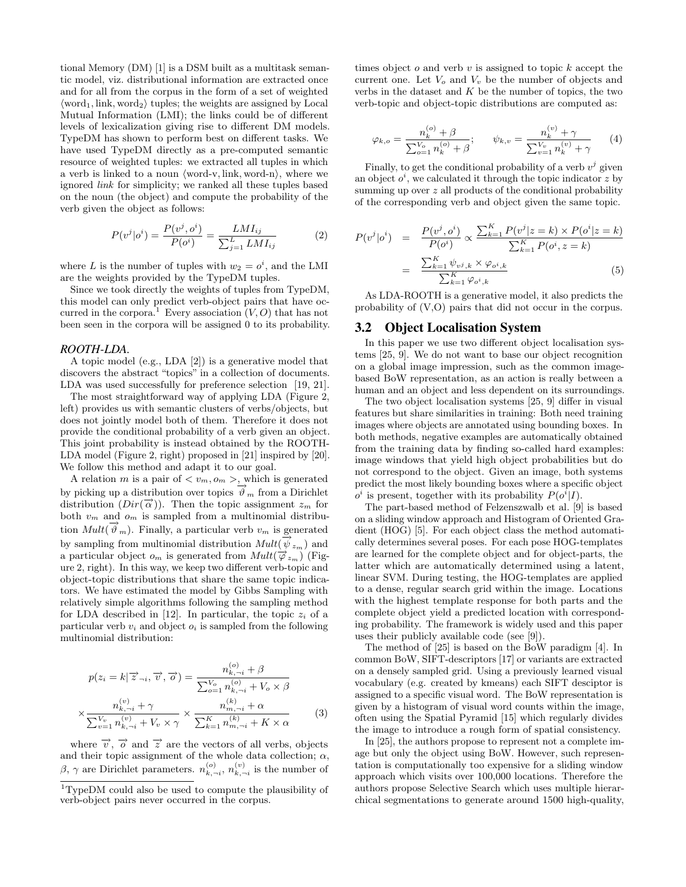tional Memory (DM) [1] is a DSM built as a multitask semantic model, viz. distributional information are extracted once and for all from the corpus in the form of a set of weighted $\langle \text{word}_1, \text{link}, \text{word}_2 \rangle$ tuples; the weights are assigned by Local Mutual Information (LMI); the links could be of different levels of lexicalization giving rise to different DM models. TypeDM has shown to perform best on different tasks. We have used TypeDM directly as a pre-computed semantic resource of weighted tuples: we extracted all tuples in which a verb is linked to a noun $\langle \text{word-v}, \text{link}, \text{word-n} \rangle$, where we ignored *link* for simplicity; we ranked all these tuples based on the noun (the object) and compute the probability of the verb given the object as follows:

$$P(v^j|o^i) = \frac{P(v^j, o^i)}{P(o^i)} = \frac{LMI_{ij}}{\sum_{j=1}^{L} LMI_{ij}} \tag{2}$$

where $L$ is the number of tuples with $w_2 = o^i$, and the LMI are the weights provided by the TypeDM tuples.

Since we took directly the weights of tuples from TypeDM, this model can only predict verb-object pairs that have occurred in the corpora.[1] Every association $(V, O)$ that has not been seen in the corpora will be assigned 0 to its probability.

### *ROOTH-LDA.*

A topic model (e.g., LDA [2]) is a generative model that discovers the abstract "topics" in a collection of documents. LDA was used successfully for preference selection [19, 21].

The most straightforward way of applying LDA (Figure 2, left) provides us with semantic clusters of verbs/objects, but does not jointly model both of them. Therefore it does not provide the conditional probability of a verb given an object. This joint probability is instead obtained by the ROOTH-LDA model (Figure 2, right) proposed in [21] inspired by [20]. We follow this method and adapt it to our goal.

A relation $m$ is a pair of $< v_m, o_m >$, which is generated by picking up a distribution over topics $\overrightarrow{\vartheta}_m$ from a Dirichlet distribution ($Dir(\overrightarrow{\alpha})$). Then the topic assignment $z_m$ for both $v_m$ and $o_m$ is sampled from a multinomial distribution $Mult(\overrightarrow{\vartheta}_m)$. Finally, a particular verb $v_m$ is generated by sampling from multinomial distribution $Mult(\overrightarrow{\psi}_{z_m})$ and a particular object $o_m$ is generated from $Mult(\overrightarrow{\varphi}_{z_m})$ (Figure 2, right). In this way, we keep two different verb-topic and object-topic distributions that share the same topic indicators. We have estimated the model by Gibbs Sampling with relatively simple algorithms following the sampling method for LDA described in [12]. In particular, the topic $z_i$ of a particular verb $v_i$ and object $o_i$ is sampled from the following multinomial distribution:

$$p(z_i = k|\overrightarrow{z}_{\neg i}, \overrightarrow{v}, \overrightarrow{o}) = \frac{n_{k,\neg i}^{(o)} + \beta}{\sum_{o=1}^{V_o} n_{k,\neg i}^{(o)} + V_o \times \beta} \times \frac{n_{k,\neg i}^{(v)} + \gamma}{\sum_{v=1}^{V_v} n_{k,\neg i}^{(v)} + V_v \times \gamma} \times \frac{n_{m,\neg i}^{(k)} + \alpha}{\sum_{k=1}^{K} n_{m,\neg i}^{(k)} + K \times \alpha} \tag{3}$$

where $\overrightarrow{v}$, $\overrightarrow{o}$ and $\overrightarrow{z}$ are the vectors of all verbs, objects and their topic assignment of the whole data collection; $\alpha$, $\beta$, $\gamma$ are Dirichlet parameters. $n_{k,\neg i}^{(o)}$, $n_{k,\neg i}^{(v)}$ is the number of times object $o$ and verb $v$ is assigned to topic $k$ accept the current one. Let $V_o$ and $V_v$ be the number of objects and verbs in the dataset and $K$ be the number of topics, the two verb-topic and object-topic distributions are computed as:

$$\varphi_{k,o} = \frac{n_k^{(o)} + \beta}{\sum_{o=1}^{V_o} n_k^{(o)} + \beta}; \qquad \psi_{k,v} = \frac{n_k^{(v)} + \gamma}{\sum_{v=1}^{V_v} n_k^{(v)} + \gamma} \tag{4}$$

Finally, to get the conditional probability of a verb $v^j$ given an object $o^i$, we calculated it through the topic indicator $z$ by summing up over $z$ all products of the conditional probability of the corresponding verb and object given the same topic.

$$P(v^j|o^i) = \frac{P(v^j, o^i)}{P(o^i)} \propto \frac{\sum_{k=1}^{K} P(v^j|z=k) \times P(o^i|z=k)}{\sum_{k=1}^{K} P(o^i, z=k)} = \frac{\sum_{k=1}^{K} \psi_{v^j,k} \times \varphi_{o^i,k}}{\sum_{k=1}^{K} \varphi_{o^i,k}} \tag{5}$$

As LDA-ROOTH is a generative model, it also predicts the probability of (V,O) pairs that did not occur in the corpus.

## 3.2 Object Localisation System

In this paper we use two different object localisation systems [25, 9]. We do not want to base our object recognition on a global image impression, such as the common image-based BoW representation, as an action is really between a human and an object and less dependent on its surroundings.

The two object localisation systems [25, 9] differ in visual features but share similarities in training: Both need training images where objects are annotated using bounding boxes. In both methods, negative examples are automatically obtained from the training data by finding so-called hard examples: image windows that yield high object probabilities but do not correspond to the object. Given an image, both systems predict the most likely bounding boxes where a specific object $o^i$ is present, together with its probability $P(o^i|I)$.

The part-based method of Felzenszwalb et al. [9] is based on a sliding window approach and Histogram of Oriented Gradient (HOG) [5]. For each object class the method automatically determines several poses. For each pose HOG-templates are learned for the complete object and for object-parts, the latter which are automatically determined using a latent, linear SVM. During testing, the HOG-templates are applied to a dense, regular search grid within the image. Locations with the highest template response for both parts and the complete object yield a predicted location with corresponding probability. The framework is widely used and this paper uses their publicly available code (see [9]).

The method of [25] is based on the BoW paradigm [4]. In common BoW, SIFT-descriptors [17] or variants are extracted on a densely sampled grid. Using a previously learned visual vocabulary (e.g. created by kmeans) each SIFT desciptor is assigned to a specific visual word. The BoW representation is given by a histogram of visual word counts within the image, often using the Spatial Pyramid [15] which regularly divides the image to introduce a rough form of spatial consistency.

In [25], the authors propose to represent not a complete image but only the object using BoW. However, such representation is computationally too expensive for a sliding window approach which visits over 100,000 locations. Therefore the authors propose Selective Search which uses multiple hierarchical segmentations to generate around 1500 high-quality,

[1] TypeDM could also be used to compute the plausibility of verb-object pairs never occurred in the corpus.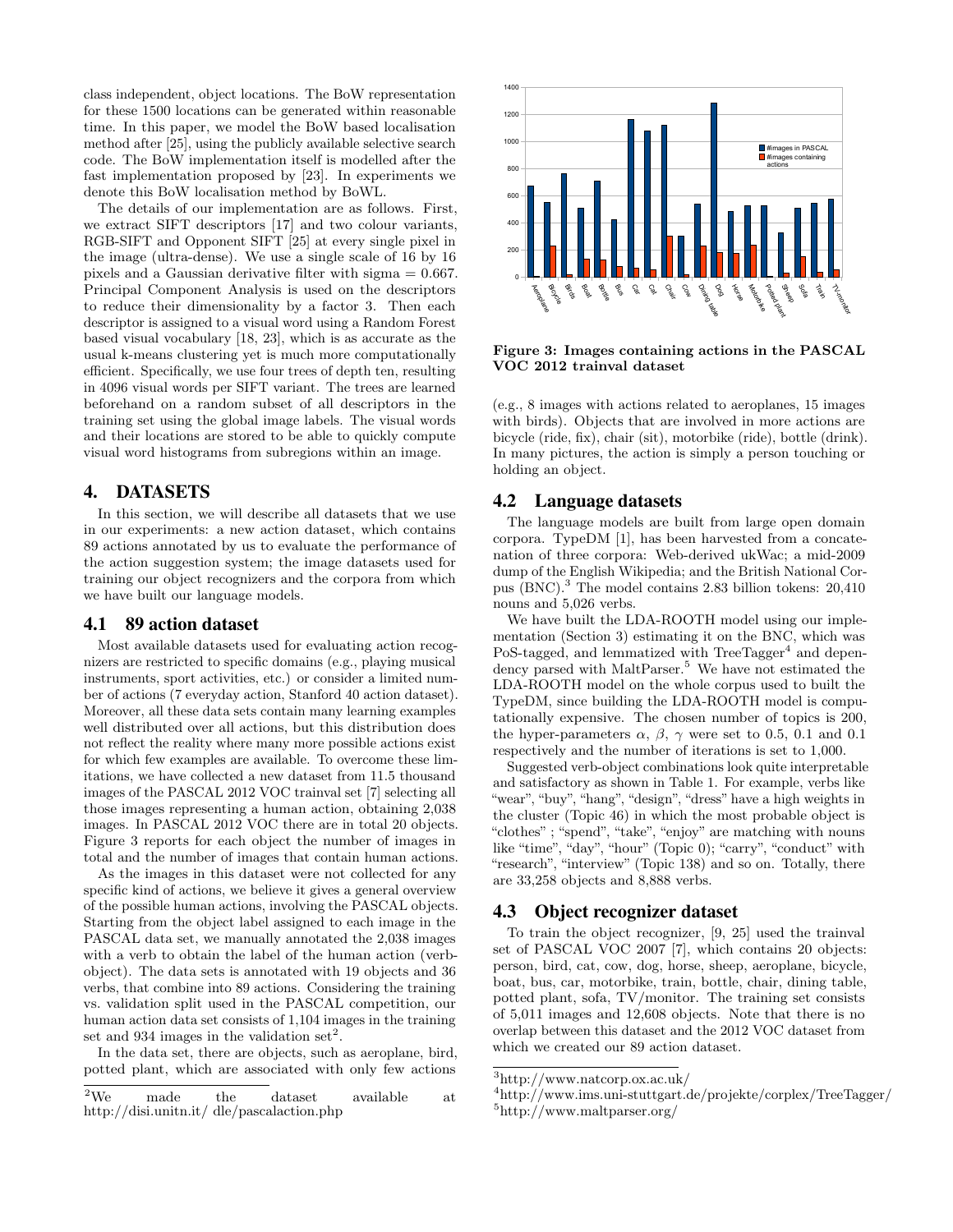class independent, object locations. The BoW representation for these 1500 locations can be generated within reasonable time. In this paper, we model the BoW based localisation method after [25], using the publicly available selective search code. The BoW implementation itself is modelled after the fast implementation proposed by [23]. In experiments we denote this BoW localisation method by BoWL.

The details of our implementation are as follows. First, we extract SIFT descriptors [17] and two colour variants, RGB-SIFT and Opponent SIFT [25] at every single pixel in the image (ultra-dense). We use a single scale of 16 by 16 pixels and a Gaussian derivative filter with sigma = 0.667. Principal Component Analysis is used on the descriptors to reduce their dimensionality by a factor 3. Then each descriptor is assigned to a visual word using a Random Forest based visual vocabulary [18, 23], which is as accurate as the usual k-means clustering yet is much more computationally efficient. Specifically, we use four trees of depth ten, resulting in 4096 visual words per SIFT variant. The trees are learned beforehand on a random subset of all descriptors in the training set using the global image labels. The visual words and their locations are stored to be able to quickly compute visual word histograms from subregions within an image.

## 4. DATASETS

In this section, we will describe all datasets that we use in our experiments: a new action dataset, which contains 89 actions annotated by us to evaluate the performance of the action suggestion system; the image datasets used for training our object recognizers and the corpora from which we have built our language models.

### 4.1 89 action dataset

Most available datasets used for evaluating action recognizers are restricted to specific domains (e.g., playing musical instruments, sport activities, etc.) or consider a limited number of actions (7 everyday action, Stanford 40 action dataset). Moreover, all these data sets contain many learning examples well distributed over all actions, but this distribution does not reflect the reality where many more possible actions exist for which few examples are available. To overcome these limitations, we have collected a new dataset from 11.5 thousand images of the PASCAL 2012 VOC trainval set [7] selecting all those images representing a human action, obtaining 2,038 images. In PASCAL 2012 VOC there are in total 20 objects. Figure 3 reports for each object the number of images in total and the number of images that contain human actions.

As the images in this dataset were not collected for any specific kind of actions, we believe it gives a general overview of the possible human actions, involving the PASCAL objects. Starting from the object label assigned to each image in the PASCAL data set, we manually annotated the 2,038 images with a verb to obtain the label of the human action (verb-object). The data sets is annotated with 19 objects and 36 verbs, that combine into 89 actions. Considering the training vs. validation split used in the PASCAL competition, our human action data set consists of 1,104 images in the training set and 934 images in the validation set[2].

In the data set, there are objects, such as aeroplane, bird, potted plant, which are associated with only few actions (e.g., 8 images with actions related to aeroplanes, 15 images with birds). Objects that are involved in more actions are bicycle (ride, fix), chair (sit), motorbike (ride), bottle (drink). In many pictures, the action is simply a person touching or holding an object.

**Figure 3: Images containing actions in the PASCAL VOC 2012 trainval dataset**

### 4.2 Language datasets

The language models are built from large open domain corpora. TypeDM [1], has been harvested from a concatenation of three corpora: Web-derived ukWac; a mid-2009 dump of the English Wikipedia; and the British National Corpus (BNC).[3] The model contains 2.83 billion tokens: 20,410 nouns and 5,026 verbs.

We have built the LDA-ROOTH model using our implementation (Section 3) estimating it on the BNC, which was PoS-tagged, and lemmatized with TreeTagger[4] and dependency parsed with MaltParser.[5] We have not estimated the LDA-ROOTH model on the whole corpus used to built the TypeDM, since building the LDA-ROOTH model is computationally expensive. The chosen number of topics is 200, the hyper-parameters $\alpha$, $\beta$, $\gamma$ were set to 0.5, 0.1 and 0.1 respectively and the number of iterations is set to 1,000.

Suggested verb-object combinations look quite interpretable and satisfactory as shown in Table 1. For example, verbs like "wear", "buy", "hang", "design", "dress" have a high weights in the cluster (Topic 46) in which the most probable object is "clothes" ; "spend", "take", "enjoy" are matching with nouns like "time", "day", "hour" (Topic 0); "carry", "conduct" with "research", "interview" (Topic 138) and so on. Totally, there are 33,258 objects and 8,888 verbs.

### 4.3 Object recognizer dataset

To train the object recognizer, [9, 25] used the trainval set of PASCAL VOC 2007 [7], which contains 20 objects: person, bird, cat, cow, dog, horse, sheep, aeroplane, bicycle, boat, bus, car, motorbike, train, bottle, chair, dining table, potted plant, sofa, TV/monitor. The training set consists of 5,011 images and 12,608 objects. Note that there is no overlap between this dataset and the 2012 VOC dataset from which we created our 89 action dataset.

---

[2] We made the dataset available at http://disi.unitn.it/ dle/pascalaction.php

[3] http://www.natcorp.ox.ac.uk/

[4] http://www.ims.uni-stuttgart.de/projekte/corplex/TreeTagger/

[5] http://www.maltparser.org/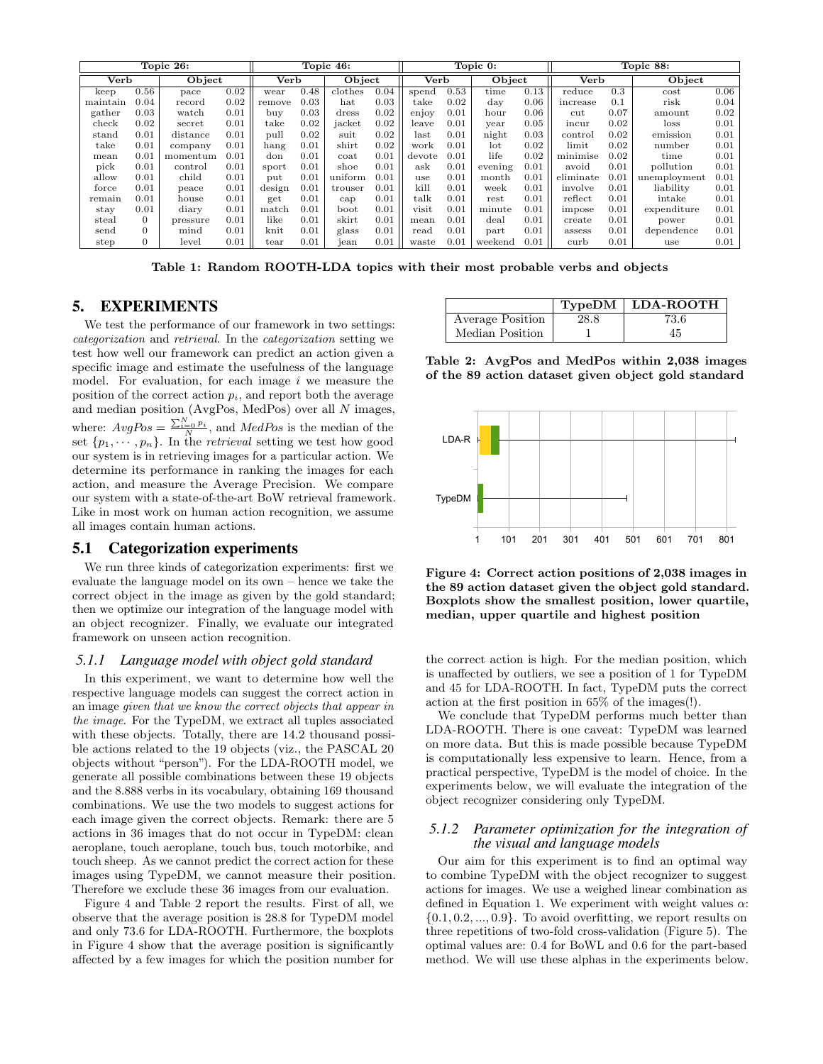| Topic 26: | | | | Topic 46: | | | | Topic 0: | | | | Topic 88: | | | |
|---|---|---|---|---|---|---|---|---|---|---|---|---|---|---|---|
| **Verb** | | **Object** | | **Verb** | | **Object** | | **Verb** | | **Object** | | **Verb** | | **Object** | |
| keep | 0.56 | pace | 0.02 | wear | 0.48 | clothes | 0.04 | spend | 0.53 | time | 0.13 | reduce | 0.3 | cost | 0.06 |
| maintain | 0.04 | record | 0.02 | remove | 0.03 | hat | 0.03 | take | 0.02 | day | 0.06 | increase | 0.1 | risk | 0.04 |
| gather | 0.03 | watch | 0.01 | buy | 0.03 | dress | 0.02 | enjoy | 0.01 | hour | 0.06 | cut | 0.07 | amount | 0.02 |
| check | 0.02 | secret | 0.01 | take | 0.02 | jacket | 0.02 | leave | 0.01 | year | 0.05 | incur | 0.02 | loss | 0.01 |
| stand | 0.01 | distance | 0.01 | pull | 0.02 | suit | 0.02 | last | 0.01 | night | 0.03 | control | 0.02 | emission | 0.01 |
| take | 0.01 | company | 0.01 | hang | 0.01 | shirt | 0.02 | work | 0.01 | lot | 0.02 | limit | 0.02 | number | 0.01 |
| mean | 0.01 | momentum | 0.01 | don | 0.01 | coat | 0.01 | devote | 0.01 | life | 0.02 | minimise | 0.02 | time | 0.01 |
| pick | 0.01 | control | 0.01 | sport | 0.01 | shoe | 0.01 | ask | 0.01 | evening | 0.01 | avoid | 0.01 | pollution | 0.01 |
| allow | 0.01 | child | 0.01 | put | 0.01 | uniform | 0.01 | use | 0.01 | month | 0.01 | eliminate | 0.01 | unemployment | 0.01 |
| force | 0.01 | peace | 0.01 | design | 0.01 | trouser | 0.01 | kill | 0.01 | week | 0.01 | involve | 0.01 | liability | 0.01 |
| remain | 0.01 | house | 0.01 | get | 0.01 | cap | 0.01 | talk | 0.01 | rest | 0.01 | reflect | 0.01 | intake | 0.01 |
| stay | 0.01 | diary | 0.01 | match | 0.01 | boot | 0.01 | visit | 0.01 | minute | 0.01 | impose | 0.01 | expenditure | 0.01 |
| steal | 0 | pressure | 0.01 | like | 0.01 | skirt | 0.01 | mean | 0.01 | deal | 0.01 | create | 0.01 | power | 0.01 |
| send | 0 | mind | 0.01 | knit | 0.01 | glass | 0.01 | read | 0.01 | part | 0.01 | assess | 0.01 | dependence | 0.01 |
| step | 0 | level | 0.01 | tear | 0.01 | jean | 0.01 | waste | 0.01 | weekend | 0.01 | curb | 0.01 | use | 0.01 |

**Table 1: Random ROOTH-LDA topics with their most probable verbs and objects**

## 5. EXPERIMENTS

We test the performance of our framework in two settings: *categorization* and *retrieval*. In the *categorization* setting we test how well our framework can predict an action given a specific image and estimate the usefulness of the language model. For evaluation, for each image $i$ we measure the position of the correct action $p_i$, and report both the average and median position (AvgPos, MedPos) over all $N$ images, where: $AvgPos = \frac{\sum_{i=0}^{N} p_i}{N}$, and $MedPos$ is the median of the set $\{p_1, \cdots, p_n\}$. In the *retrieval* setting we test how good our system is in retrieving images for a particular action. We determine its performance in ranking the images for each action, and measure the Average Precision. We compare our system with a state-of-the-art BoW retrieval framework. Like in most work on human action recognition, we assume all images contain human actions.

### 5.1 Categorization experiments

We run three kinds of categorization experiments: first we evaluate the language model on its own – hence we take the correct object in the image as given by the gold standard; then we optimize our integration of the language model with an object recognizer. Finally, we evaluate our integrated framework on unseen action recognition.

#### 5.1.1 Language model with object gold standard

In this experiment, we want to determine how well the respective language models can suggest the correct action in an image *given that we know the correct objects that appear in the image.* For the TypeDM, we extract all tuples associated with these objects. Totally, there are 14.2 thousand possible actions related to the 19 objects (viz., the PASCAL 20 objects without "person"). For the LDA-ROOTH model, we generate all possible combinations between these 19 objects and the 8.888 verbs in its vocabulary, obtaining 169 thousand combinations. We use the two models to suggest actions for each image given the correct objects. Remark: there are 5 actions in 36 images that do not occur in TypeDM: clean aeroplane, touch aeroplane, touch bus, touch motorbike, and touch sheep. As we cannot predict the correct action for these images using TypeDM, we cannot measure their position. Therefore we exclude these 36 images from our evaluation.

Figure 4 and Table 2 report the results. First of all, we observe that the average position is 28.8 for TypeDM model and only 73.6 for LDA-ROOTH. Furthermore, the boxplots in Figure 4 show that the average position is significantly affected by a few images for which the position number for the correct action is high. For the median position, which is unaffected by outliers, we see a position of 1 for TypeDM and 45 for LDA-ROOTH. In fact, TypeDM puts the correct action at the first position in 65% of the images(!).

| | TypeDM | LDA-ROOTH |
|---|---|---|
| Average Position | 28.8 | 73.6 |
| Median Position | 1 | 45 |

**Table 2: AvgPos and MedPos within 2,038 images of the 89 action dataset given object gold standard**

**Figure 4: Correct action positions of 2,038 images in the 89 action dataset given the object gold standard. Boxplots show the smallest position, lower quartile, median, upper quartile and highest position**

We conclude that TypeDM performs much better than LDA-ROOTH. There is one caveat: TypeDM was learned on more data. But this is made possible because TypeDM is computationally less expensive to learn. Hence, from a practical perspective, TypeDM is the model of choice. In the experiments below, we will evaluate the integration of the object recognizer considering only TypeDM.

#### 5.1.2 Parameter optimization for the integration of the visual and language models

Our aim for this experiment is to find an optimal way to combine TypeDM with the object recognizer to suggest actions for images. We use a weighed linear combination as defined in Equation 1. We experiment with weight values $\alpha$: $\{0.1, 0.2, ..., 0.9\}$. To avoid overfitting, we report results on three repetitions of two-fold cross-validation (Figure 5). The optimal values are: 0.4 for BoWL and 0.6 for the part-based method. We will use these alphas in the experiments below.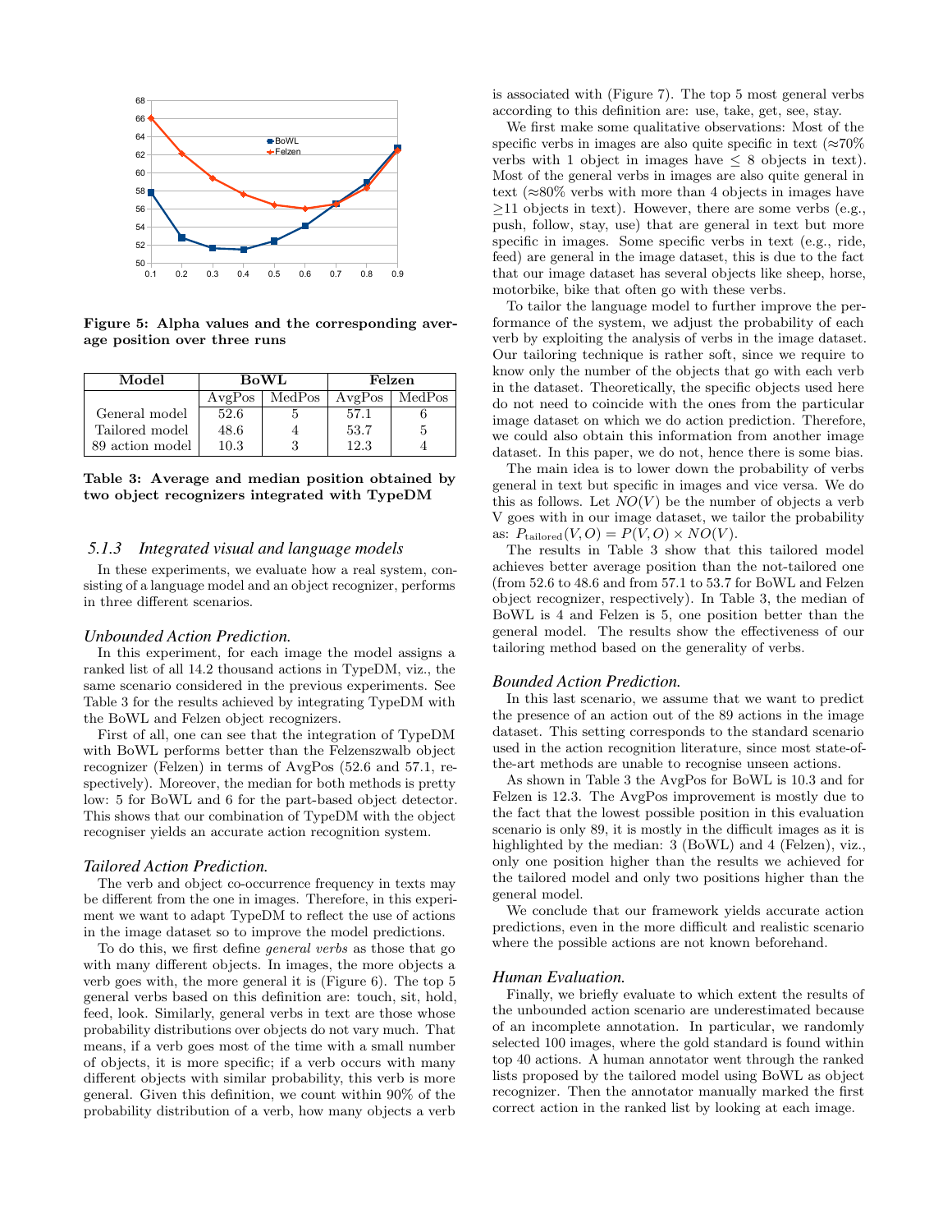68
66
64
62
60
58
56
54
52
50
0.1 0.2 0.3 0.4 0.5 0.6 0.7 0.8 0.9
BoWL
Felzen

**Figure 5: Alpha values and the corresponding average position over three runs**

| Model | BoWL | | Felzen | |
|---|---|---|---|---|
| | AvgPos | MedPos | AvgPos | MedPos |
| General model | 52.6 | 5 | 57.1 | 6 |
| Tailored model | 48.6 | 4 | 53.7 | 5 |
| 89 action model | 10.3 | 3 | 12.3 | 4 |

**Table 3: Average and median position obtained by two object recognizers integrated with TypeDM**

### 5.1.3 Integrated visual and language models

In these experiments, we evaluate how a real system, consisting of a language model and an object recognizer, performs in three different scenarios.

#### *Unbounded Action Prediction.*

In this experiment, for each image the model assigns a ranked list of all 14.2 thousand actions in TypeDM, viz., the same scenario considered in the previous experiments. See Table 3 for the results achieved by integrating TypeDM with the BoWL and Felzen object recognizers.

First of all, one can see that the integration of TypeDM with BoWL performs better than the Felzenszwalb object recognizer (Felzen) in terms of AvgPos (52.6 and 57.1, respectively). Moreover, the median for both methods is pretty low: 5 for BoWL and 6 for the part-based object detector. This shows that our combination of TypeDM with the object recogniser yields an accurate action recognition system.

#### *Tailored Action Prediction.*

The verb and object co-occurrence frequency in texts may be different from the one in images. Therefore, in this experiment we want to adapt TypeDM to reflect the use of actions in the image dataset so to improve the model predictions.

To do this, we first define *general verbs* as those that go with many different objects. In images, the more objects a verb goes with, the more general it is (Figure 6). The top 5 general verbs based on this definition are: touch, sit, hold, feed, look. Similarly, general verbs in text are those whose probability distributions over objects do not vary much. That means, if a verb goes most of the time with a small number of objects, it is more specific; if a verb occurs with many different objects with similar probability, this verb is more general. Given this definition, we count within 90% of the probability distribution of a verb, how many objects a verb is associated with (Figure 7). The top 5 most general verbs according to this definition are: use, take, get, see, stay.

We first make some qualitative observations: Most of the specific verbs in images are also quite specific in text (≈70% verbs with 1 object in images have $\leq$ 8 objects in text). Most of the general verbs in images are also quite general in text (≈80% verbs with more than 4 objects in images have $\geq$11 objects in text). However, there are some verbs (e.g., push, follow, stay, use) that are general in text but more specific in images. Some specific verbs in text (e.g., ride, feed) are general in the image dataset, this is due to the fact that our image dataset has several objects like sheep, horse, motorbike, bike that often go with these verbs.

To tailor the language model to further improve the performance of the system, we adjust the probability of each verb by exploiting the analysis of verbs in the image dataset. Our tailoring technique is rather soft, since we require to know only the number of the objects that go with each verb in the dataset. Theoretically, the specific objects used here do not need to coincide with the ones from the particular image dataset on which we do action prediction. Therefore, we could also obtain this information from another image dataset. In this paper, we do not, hence there is some bias.

The main idea is to lower down the probability of verbs general in text but specific in images and vice versa. We do this as follows. Let $NO(V)$ be the number of objects a verb V goes with in our image dataset, we tailor the probability as: $P_{\text{tailored}}(V, O) = P(V, O) \times NO(V)$.

The results in Table 3 show that this tailored model achieves better average position than the not-tailored one (from 52.6 to 48.6 and from 57.1 to 53.7 for BoWL and Felzen object recognizer, respectively). In Table 3, the median of BoWL is 4 and Felzen is 5, one position better than the general model. The results show the effectiveness of our tailoring method based on the generality of verbs.

#### *Bounded Action Prediction.*

In this last scenario, we assume that we want to predict the presence of an action out of the 89 actions in the image dataset. This setting corresponds to the standard scenario used in the action recognition literature, since most state-of-the-art methods are unable to recognise unseen actions.

As shown in Table 3 the AvgPos for BoWL is 10.3 and for Felzen is 12.3. The AvgPos improvement is mostly due to the fact that the lowest possible position in this evaluation scenario is only 89, it is mostly in the difficult images as it is highlighted by the median: 3 (BoWL) and 4 (Felzen), viz., only one position higher than the results we achieved for the tailored model and only two positions higher than the general model.

We conclude that our framework yields accurate action predictions, even in the more difficult and realistic scenario where the possible actions are not known beforehand.

#### *Human Evaluation.*

Finally, we briefly evaluate to which extent the results of the unbounded action scenario are underestimated because of an incomplete annotation. In particular, we randomly selected 100 images, where the gold standard is found within top 40 actions. A human annotator went through the ranked lists proposed by the tailored model using BoWL as object recognizer. Then the annotator manually marked the first correct action in the ranked list by looking at each image.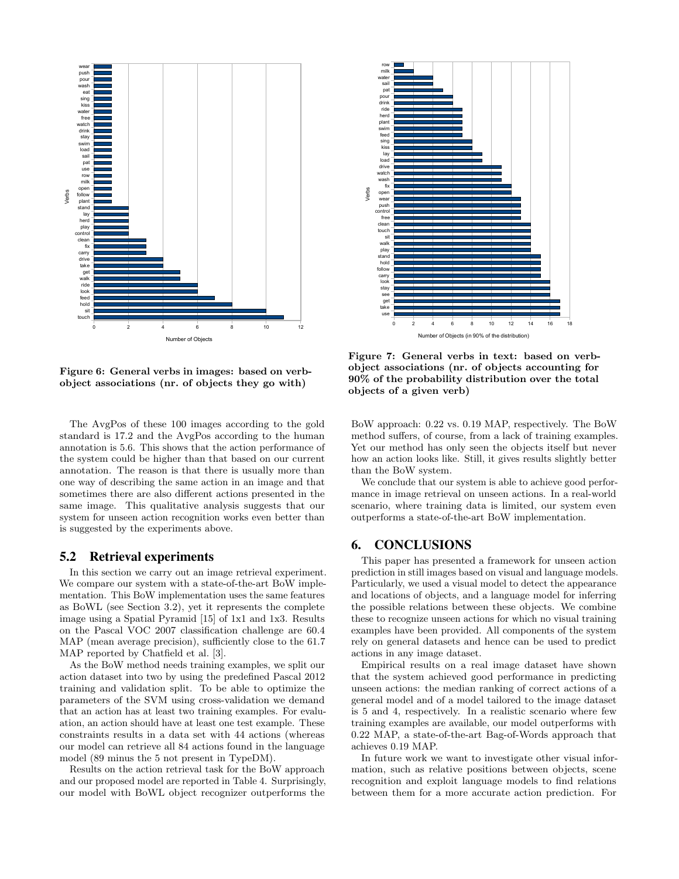Figure 6: General verbs in images: based on verb-object associations (nr. of objects they go with)

Figure 7: General verbs in text: based on verb-object associations (nr. of objects accounting for 90% of the probability distribution over the total objects of a given verb)

The AvgPos of these 100 images according to the gold standard is 17.2 and the AvgPos according to the human annotation is 5.6. This shows that the action performance of the system could be higher than that based on our current annotation. The reason is that there is usually more than one way of describing the same action in an image and that sometimes there are also different actions presented in the same image. This qualitative analysis suggests that our system for unseen action recognition works even better than is suggested by the experiments above.

## 5.2 Retrieval experiments

In this section we carry out an image retrieval experiment. We compare our system with a state-of-the-art BoW implementation. This BoW implementation uses the same features as BoWL (see Section 3.2), yet it represents the complete image using a Spatial Pyramid [15] of 1x1 and 1x3. Results on the Pascal VOC 2007 classification challenge are 60.4 MAP (mean average precision), sufficiently close to the 61.7 MAP reported by Chatfield et al. [3].

As the BoW method needs training examples, we split our action dataset into two by using the predefined Pascal 2012 training and validation split. To be able to optimize the parameters of the SVM using cross-validation we demand that an action has at least two training examples. For evaluation, an action should have at least one test example. These constraints results in a data set with 44 actions (whereas our model can retrieve all 84 actions found in the language model (89 minus the 5 not present in TypeDM).

Results on the action retrieval task for the BoW approach and our proposed model are reported in Table 4. Surprisingly, our model with BoWL object recognizer outperforms the BoW approach: 0.22 vs. 0.19 MAP, respectively. The BoW method suffers, of course, from a lack of training examples. Yet our method has only seen the objects itself but never how an action looks like. Still, it gives results slightly better than the BoW system.

We conclude that our system is able to achieve good performance in image retrieval on unseen actions. In a real-world scenario, where training data is limited, our system even outperforms a state-of-the-art BoW implementation.

# 6. CONCLUSIONS

This paper has presented a framework for unseen action prediction in still images based on visual and language models. Particularly, we used a visual model to detect the appearance and locations of objects, and a language model for inferring the possible relations between these objects. We combine these to recognize unseen actions for which no visual training examples have been provided. All components of the system rely on general datasets and hence can be used to predict actions in any image dataset.

Empirical results on a real image dataset have shown that the system achieved good performance in predicting unseen actions: the median ranking of correct actions of a general model and of a model tailored to the image dataset is 5 and 4, respectively. In a realistic scenario where few training examples are available, our model outperforms with 0.22 MAP, a state-of-the-art Bag-of-Words approach that achieves 0.19 MAP.

In future work we want to investigate other visual information, such as relative positions between objects, scene recognition and exploit language models to find relations between them for a more accurate action prediction. For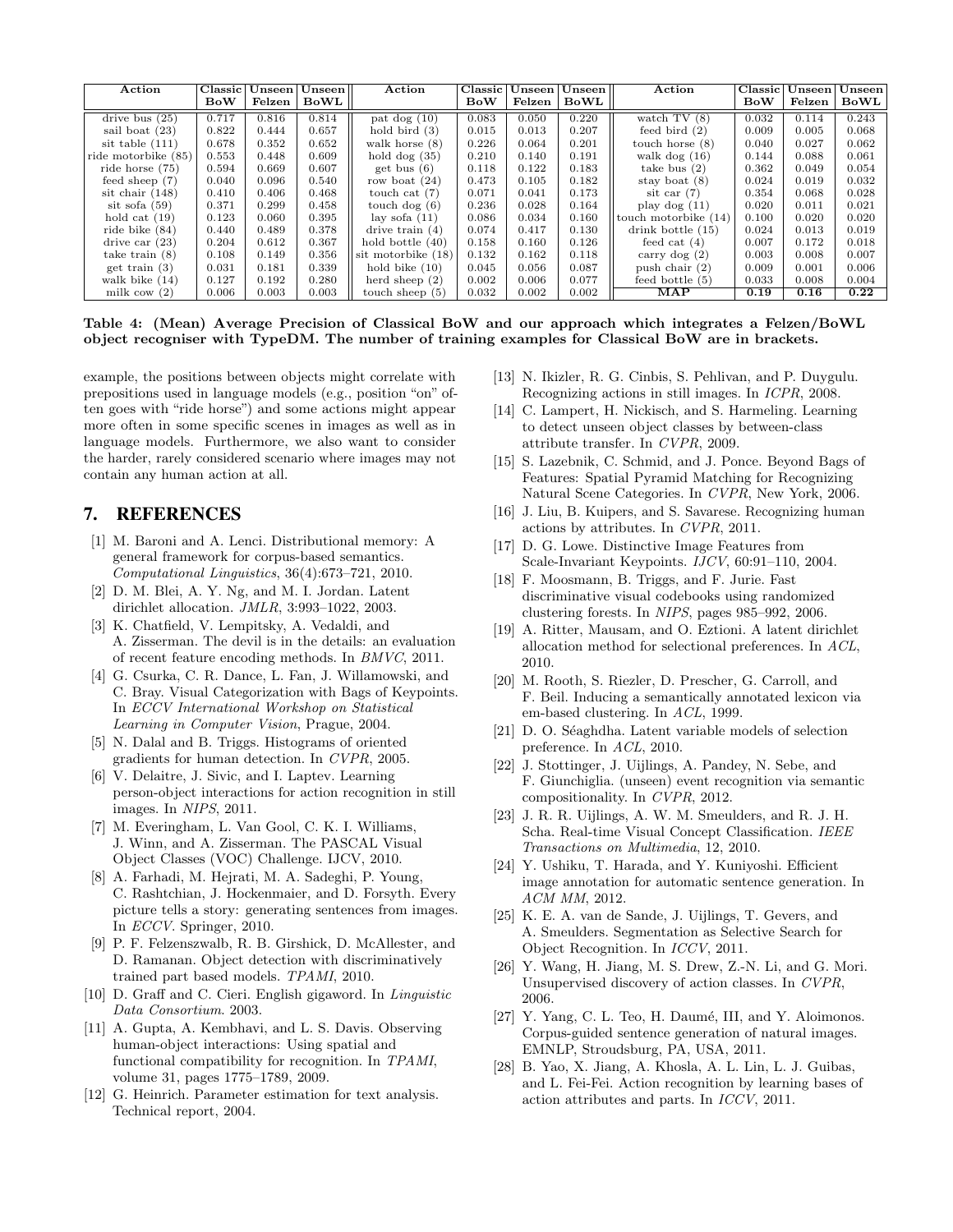| Action | Classic BoW | Unseen Felzen | Unseen BoWL | Action | Classic BoW | Unseen Felzen | Unseen BoWL | Action | Classic BoW | Unseen Felzen | Unseen BoWL |
|---|---|---|---|---|---|---|---|---|---|---|---|
| drive bus (25) | 0.717 | 0.816 | 0.814 | pat dog (10) | 0.083 | 0.050 | 0.220 | watch TV (8) | 0.032 | 0.114 | 0.243 |
| sail boat (23) | 0.822 | 0.444 | 0.657 | hold bird (3) | 0.015 | 0.013 | 0.207 | feed bird (2) | 0.009 | 0.005 | 0.068 |
| sit table (111) | 0.678 | 0.352 | 0.652 | walk horse (8) | 0.226 | 0.064 | 0.201 | touch horse (8) | 0.040 | 0.027 | 0.062 |
| ride motorbike (85) | 0.553 | 0.448 | 0.609 | hold dog (35) | 0.210 | 0.140 | 0.191 | walk dog (16) | 0.144 | 0.088 | 0.061 |
| ride horse (75) | 0.594 | 0.669 | 0.607 | get bus (6) | 0.118 | 0.122 | 0.183 | take bus (2) | 0.362 | 0.049 | 0.054 |
| feed sheep (7) | 0.040 | 0.096 | 0.540 | row boat (24) | 0.473 | 0.105 | 0.182 | stay boat (8) | 0.024 | 0.019 | 0.032 |
| sit chair (148) | 0.410 | 0.406 | 0.468 | touch cat (7) | 0.071 | 0.041 | 0.173 | sit car (7) | 0.354 | 0.068 | 0.028 |
| sit sofa (59) | 0.371 | 0.299 | 0.458 | touch dog (6) | 0.236 | 0.028 | 0.164 | play dog (11) | 0.020 | 0.011 | 0.021 |
| hold cat (19) | 0.123 | 0.060 | 0.395 | lay sofa (11) | 0.086 | 0.034 | 0.160 | touch motorbike (14) | 0.100 | 0.020 | 0.020 |
| ride bike (84) | 0.440 | 0.489 | 0.378 | drive train (4) | 0.074 | 0.417 | 0.130 | drink bottle (15) | 0.024 | 0.013 | 0.019 |
| drive car (23) | 0.204 | 0.612 | 0.367 | hold bottle (40) | 0.158 | 0.160 | 0.126 | feed cat (4) | 0.007 | 0.172 | 0.018 |
| take train (8) | 0.108 | 0.149 | 0.356 | sit motorbike (18) | 0.132 | 0.162 | 0.118 | carry dog (2) | 0.003 | 0.008 | 0.007 |
| get train (3) | 0.031 | 0.181 | 0.339 | hold bike (10) | 0.045 | 0.056 | 0.087 | push chair (2) | 0.009 | 0.001 | 0.006 |
| walk bike (14) | 0.127 | 0.192 | 0.280 | herd sheep (2) | 0.002 | 0.006 | 0.077 | feed bottle (5) | 0.033 | 0.008 | 0.004 |
| milk cow (2) | 0.006 | 0.003 | 0.003 | touch sheep (5) | 0.032 | 0.002 | 0.002 | **MAP** | **0.19** | **0.16** | **0.22** |

**Table 4: (Mean) Average Precision of Classical BoW and our approach which integrates a Felzen/BoWL object recogniser with TypeDM. The number of training examples for Classical BoW are in brackets.**

example, the positions between objects might correlate with prepositions used in language models (e.g., position "on" often goes with "ride horse") and some actions might appear more often in some specific scenes in images as well as in language models. Furthermore, we also want to consider the harder, rarely considered scenario where images may not contain any human action at all.

## 7. REFERENCES

[1] M. Baroni and A. Lenci. Distributional memory: A general framework for corpus-based semantics. *Computational Linguistics*, 36(4):673–721, 2010.

[2] D. M. Blei, A. Y. Ng, and M. I. Jordan. Latent dirichlet allocation. *JMLR*, 3:993–1022, 2003.

[3] K. Chatfield, V. Lempitsky, A. Vedaldi, and A. Zisserman. The devil is in the details: an evaluation of recent feature encoding methods. In *BMVC*, 2011.

[4] G. Csurka, C. R. Dance, L. Fan, J. Willamowski, and C. Bray. Visual Categorization with Bags of Keypoints. In *ECCV International Workshop on Statistical Learning in Computer Vision*, Prague, 2004.

[5] N. Dalal and B. Triggs. Histograms of oriented gradients for human detection. In *CVPR*, 2005.

[6] V. Delaitre, J. Sivic, and I. Laptev. Learning person-object interactions for action recognition in still images. In *NIPS*, 2011.

[7] M. Everingham, L. Van Gool, C. K. I. Williams, J. Winn, and A. Zisserman. The PASCAL Visual Object Classes (VOC) Challenge. IJCV, 2010.

[8] A. Farhadi, M. Hejrati, M. A. Sadeghi, P. Young, C. Rashtchian, J. Hockenmaier, and D. Forsyth. Every picture tells a story: generating sentences from images. In *ECCV*. Springer, 2010.

[9] P. F. Felzenszwalb, R. B. Girshick, D. McAllester, and D. Ramanan. Object detection with discriminatively trained part based models. *TPAMI*, 2010.

[10] D. Graff and C. Cieri. English gigaword. In *Linguistic Data Consortium*. 2003.

[11] A. Gupta, A. Kembhavi, and L. S. Davis. Observing human-object interactions: Using spatial and functional compatibility for recognition. In *TPAMI*, volume 31, pages 1775–1789, 2009.

[12] G. Heinrich. Parameter estimation for text analysis. Technical report, 2004.

[13] N. Ikizler, R. G. Cinbis, S. Pehlivan, and P. Duygulu. Recognizing actions in still images. In *ICPR*, 2008.

[14] C. Lampert, H. Nickisch, and S. Harmeling. Learning to detect unseen object classes by between-class attribute transfer. In *CVPR*, 2009.

[15] S. Lazebnik, C. Schmid, and J. Ponce. Beyond Bags of Features: Spatial Pyramid Matching for Recognizing Natural Scene Categories. In *CVPR*, New York, 2006.

[16] J. Liu, B. Kuipers, and S. Savarese. Recognizing human actions by attributes. In *CVPR*, 2011.

[17] D. G. Lowe. Distinctive Image Features from Scale-Invariant Keypoints. *IJCV*, 60:91–110, 2004.

[18] F. Moosmann, B. Triggs, and F. Jurie. Fast discriminative visual codebooks using randomized clustering forests. In *NIPS*, pages 985–992, 2006.

[19] A. Ritter, Mausam, and O. Eztioni. A latent dirichlet allocation method for selectional preferences. In *ACL*, 2010.

[20] M. Rooth, S. Riezler, D. Prescher, G. Carroll, and F. Beil. Inducing a semantically annotated lexicon via em-based clustering. In *ACL*, 1999.

[21] D. O. Séaghdha. Latent variable models of selection preference. In *ACL*, 2010.

[22] J. Stottinger, J. Uijlings, A. Pandey, N. Sebe, and F. Giunchiglia. (unseen) event recognition via semantic compositionality. In *CVPR*, 2012.

[23] J. R. R. Uijlings, A. W. M. Smeulders, and R. J. H. Scha. Real-time Visual Concept Classification. *IEEE Transactions on Multimedia*, 12, 2010.

[24] Y. Ushiku, T. Harada, and Y. Kuniyoshi. Efficient image annotation for automatic sentence generation. In *ACM MM*, 2012.

[25] K. E. A. van de Sande, J. Uijlings, T. Gevers, and A. Smeulders. Segmentation as Selective Search for Object Recognition. In *ICCV*, 2011.

[26] Y. Wang, H. Jiang, M. S. Drew, Z.-N. Li, and G. Mori. Unsupervised discovery of action classes. In *CVPR*, 2006.

[27] Y. Yang, C. L. Teo, H. Daumé, III, and Y. Aloimonos. Corpus-guided sentence generation of natural images. EMNLP, Stroudsburg, PA, USA, 2011.

[28] B. Yao, X. Jiang, A. Khosla, A. L. Lin, L. J. Guibas, and L. Fei-Fei. Action recognition by learning bases of action attributes and parts. In *ICCV*, 2011.